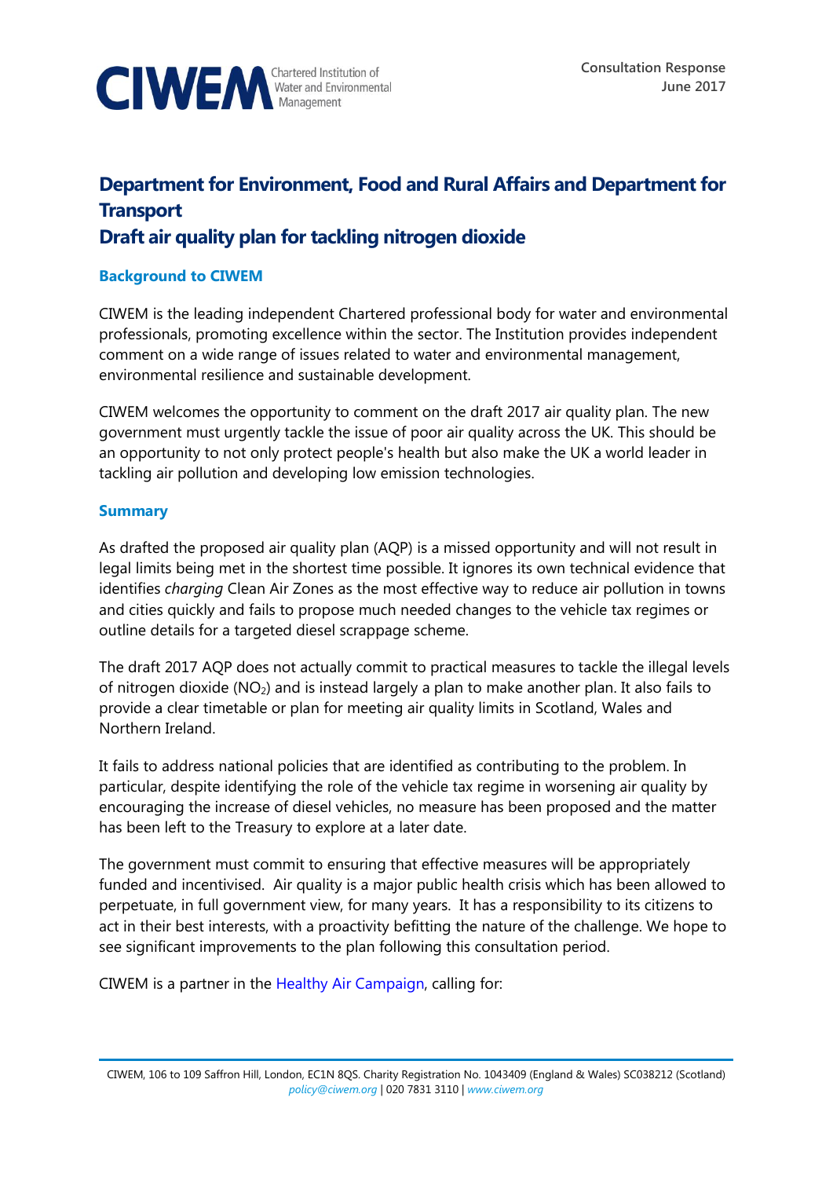CIWEM Chartered Institution of Water and Environmental Management

Consultation Response
June 2017

# Department for Environment, Food and Rural Affairs and Department for Transport
# Draft air quality plan for tackling nitrogen dioxide

## Background to CIWEM

CIWEM is the leading independent Chartered professional body for water and environmental professionals, promoting excellence within the sector. The Institution provides independent comment on a wide range of issues related to water and environmental management, environmental resilience and sustainable development.

CIWEM welcomes the opportunity to comment on the draft 2017 air quality plan. The new government must urgently tackle the issue of poor air quality across the UK. This should be an opportunity to not only protect people's health but also make the UK a world leader in tackling air pollution and developing low emission technologies.

## Summary

As drafted the proposed air quality plan (AQP) is a missed opportunity and will not result in legal limits being met in the shortest time possible. It ignores its own technical evidence that identifies *charging* Clean Air Zones as the most effective way to reduce air pollution in towns and cities quickly and fails to propose much needed changes to the vehicle tax regimes or outline details for a targeted diesel scrappage scheme.

The draft 2017 AQP does not actually commit to practical measures to tackle the illegal levels of nitrogen dioxide ($NO_2$) and is instead largely a plan to make another plan. It also fails to provide a clear timetable or plan for meeting air quality limits in Scotland, Wales and Northern Ireland.

It fails to address national policies that are identified as contributing to the problem. In particular, despite identifying the role of the vehicle tax regime in worsening air quality by encouraging the increase of diesel vehicles, no measure has been proposed and the matter has been left to the Treasury to explore at a later date.

The government must commit to ensuring that effective measures will be appropriately funded and incentivised. Air quality is a major public health crisis which has been allowed to perpetuate, in full government view, for many years. It has a responsibility to its citizens to act in their best interests, with a proactivity befitting the nature of the challenge. We hope to see significant improvements to the plan following this consultation period.

CIWEM is a partner in the Healthy Air Campaign, calling for: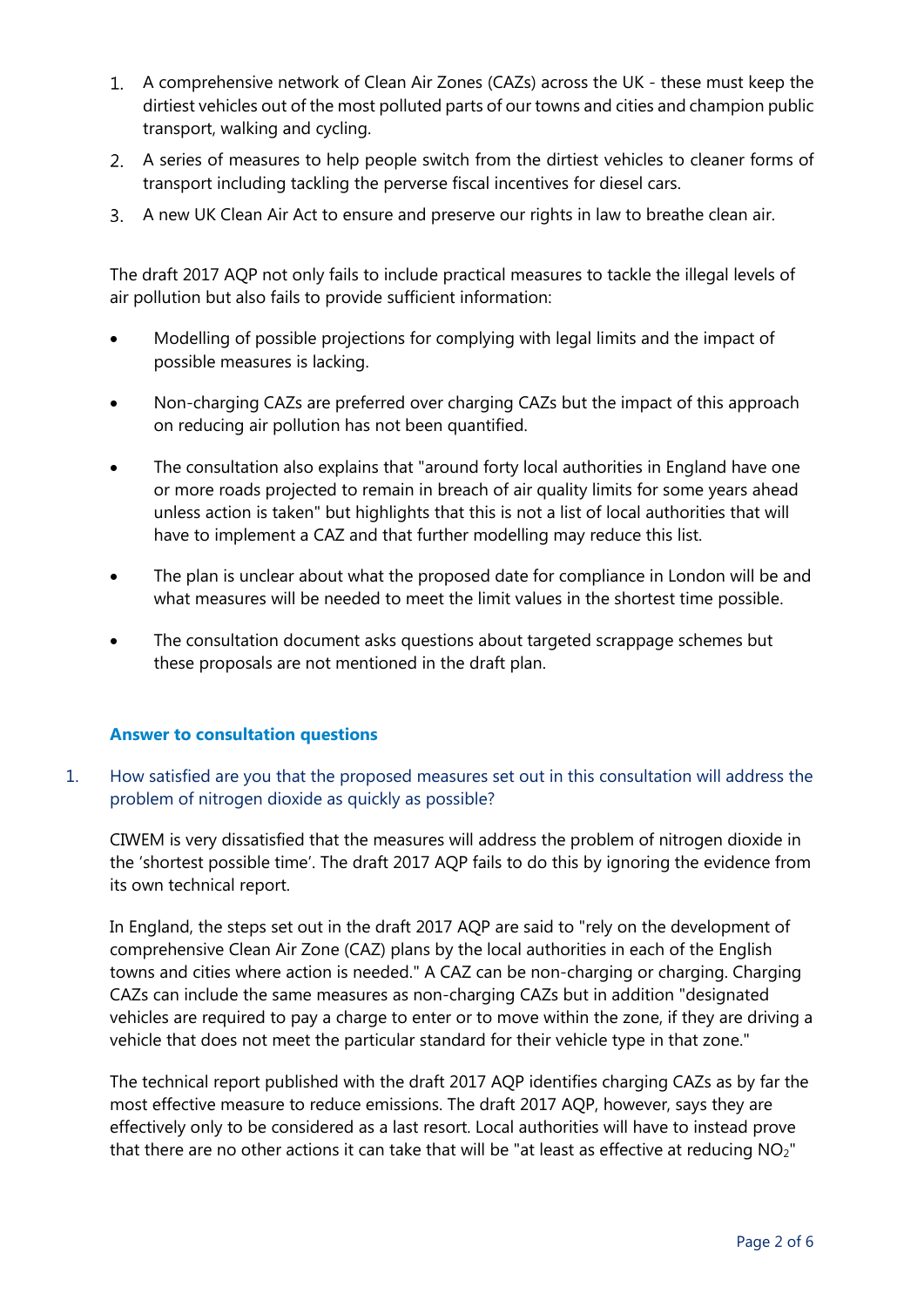1. A comprehensive network of Clean Air Zones (CAZs) across the UK - these must keep the dirtiest vehicles out of the most polluted parts of our towns and cities and champion public transport, walking and cycling.
2. A series of measures to help people switch from the dirtiest vehicles to cleaner forms of transport including tackling the perverse fiscal incentives for diesel cars.
3. A new UK Clean Air Act to ensure and preserve our rights in law to breathe clean air.

The draft 2017 AQP not only fails to include practical measures to tackle the illegal levels of air pollution but also fails to provide sufficient information:

- Modelling of possible projections for complying with legal limits and the impact of possible measures is lacking.
- Non-charging CAZs are preferred over charging CAZs but the impact of this approach on reducing air pollution has not been quantified.
- The consultation also explains that "around forty local authorities in England have one or more roads projected to remain in breach of air quality limits for some years ahead unless action is taken" but highlights that this is not a list of local authorities that will have to implement a CAZ and that further modelling may reduce this list.
- The plan is unclear about what the proposed date for compliance in London will be and what measures will be needed to meet the limit values in the shortest time possible.
- The consultation document asks questions about targeted scrappage schemes but these proposals are not mentioned in the draft plan.

## Answer to consultation questions

1. How satisfied are you that the proposed measures set out in this consultation will address the problem of nitrogen dioxide as quickly as possible?

CIWEM is very dissatisfied that the measures will address the problem of nitrogen dioxide in the 'shortest possible time'. The draft 2017 AQP fails to do this by ignoring the evidence from its own technical report.

In England, the steps set out in the draft 2017 AQP are said to "rely on the development of comprehensive Clean Air Zone (CAZ) plans by the local authorities in each of the English towns and cities where action is needed." A CAZ can be non-charging or charging. Charging CAZs can include the same measures as non-charging CAZs but in addition "designated vehicles are required to pay a charge to enter or to move within the zone, if they are driving a vehicle that does not meet the particular standard for their vehicle type in that zone."

The technical report published with the draft 2017 AQP identifies charging CAZs as by far the most effective measure to reduce emissions. The draft 2017 AQP, however, says they are effectively only to be considered as a last resort. Local authorities will have to instead prove that there are no other actions it can take that will be "at least as effective at reducing $NO_2$"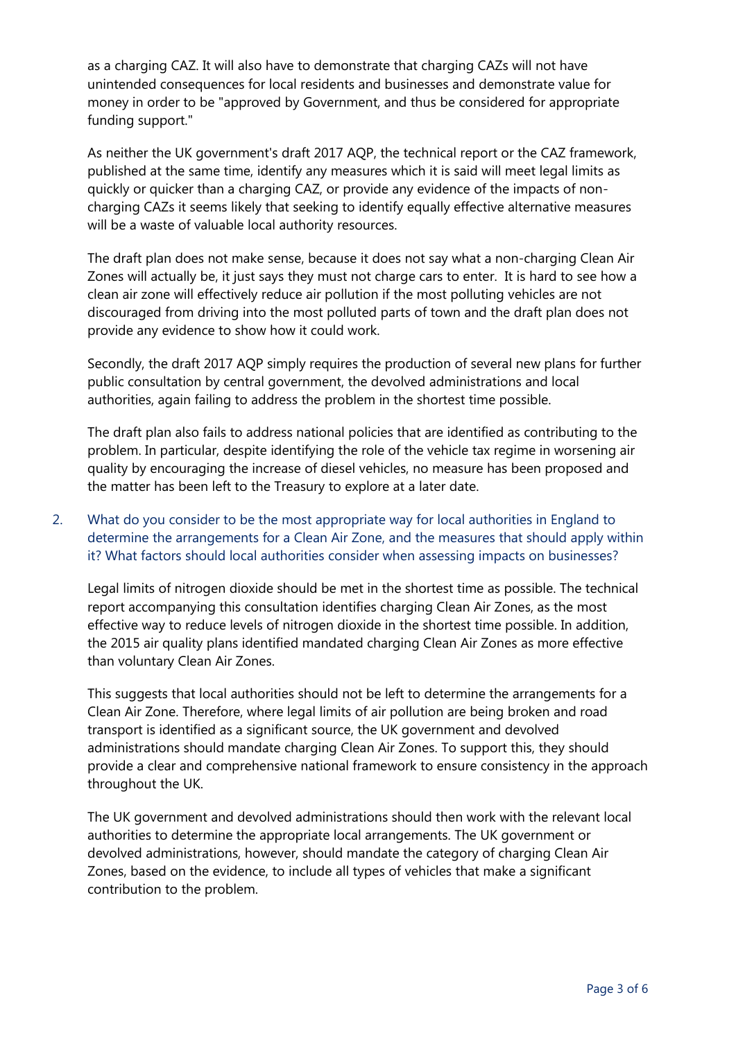as a charging CAZ. It will also have to demonstrate that charging CAZs will not have unintended consequences for local residents and businesses and demonstrate value for money in order to be "approved by Government, and thus be considered for appropriate funding support."

As neither the UK government's draft 2017 AQP, the technical report or the CAZ framework, published at the same time, identify any measures which it is said will meet legal limits as quickly or quicker than a charging CAZ, or provide any evidence of the impacts of non-charging CAZs it seems likely that seeking to identify equally effective alternative measures will be a waste of valuable local authority resources.

The draft plan does not make sense, because it does not say what a non-charging Clean Air Zones will actually be, it just says they must not charge cars to enter. It is hard to see how a clean air zone will effectively reduce air pollution if the most polluting vehicles are not discouraged from driving into the most polluted parts of town and the draft plan does not provide any evidence to show how it could work.

Secondly, the draft 2017 AQP simply requires the production of several new plans for further public consultation by central government, the devolved administrations and local authorities, again failing to address the problem in the shortest time possible.

The draft plan also fails to address national policies that are identified as contributing to the problem. In particular, despite identifying the role of the vehicle tax regime in worsening air quality by encouraging the increase of diesel vehicles, no measure has been proposed and the matter has been left to the Treasury to explore at a later date.

2. What do you consider to be the most appropriate way for local authorities in England to determine the arrangements for a Clean Air Zone, and the measures that should apply within it? What factors should local authorities consider when assessing impacts on businesses?

Legal limits of nitrogen dioxide should be met in the shortest time as possible. The technical report accompanying this consultation identifies charging Clean Air Zones, as the most effective way to reduce levels of nitrogen dioxide in the shortest time possible. In addition, the 2015 air quality plans identified mandated charging Clean Air Zones as more effective than voluntary Clean Air Zones.

This suggests that local authorities should not be left to determine the arrangements for a Clean Air Zone. Therefore, where legal limits of air pollution are being broken and road transport is identified as a significant source, the UK government and devolved administrations should mandate charging Clean Air Zones. To support this, they should provide a clear and comprehensive national framework to ensure consistency in the approach throughout the UK.

The UK government and devolved administrations should then work with the relevant local authorities to determine the appropriate local arrangements. The UK government or devolved administrations, however, should mandate the category of charging Clean Air Zones, based on the evidence, to include all types of vehicles that make a significant contribution to the problem.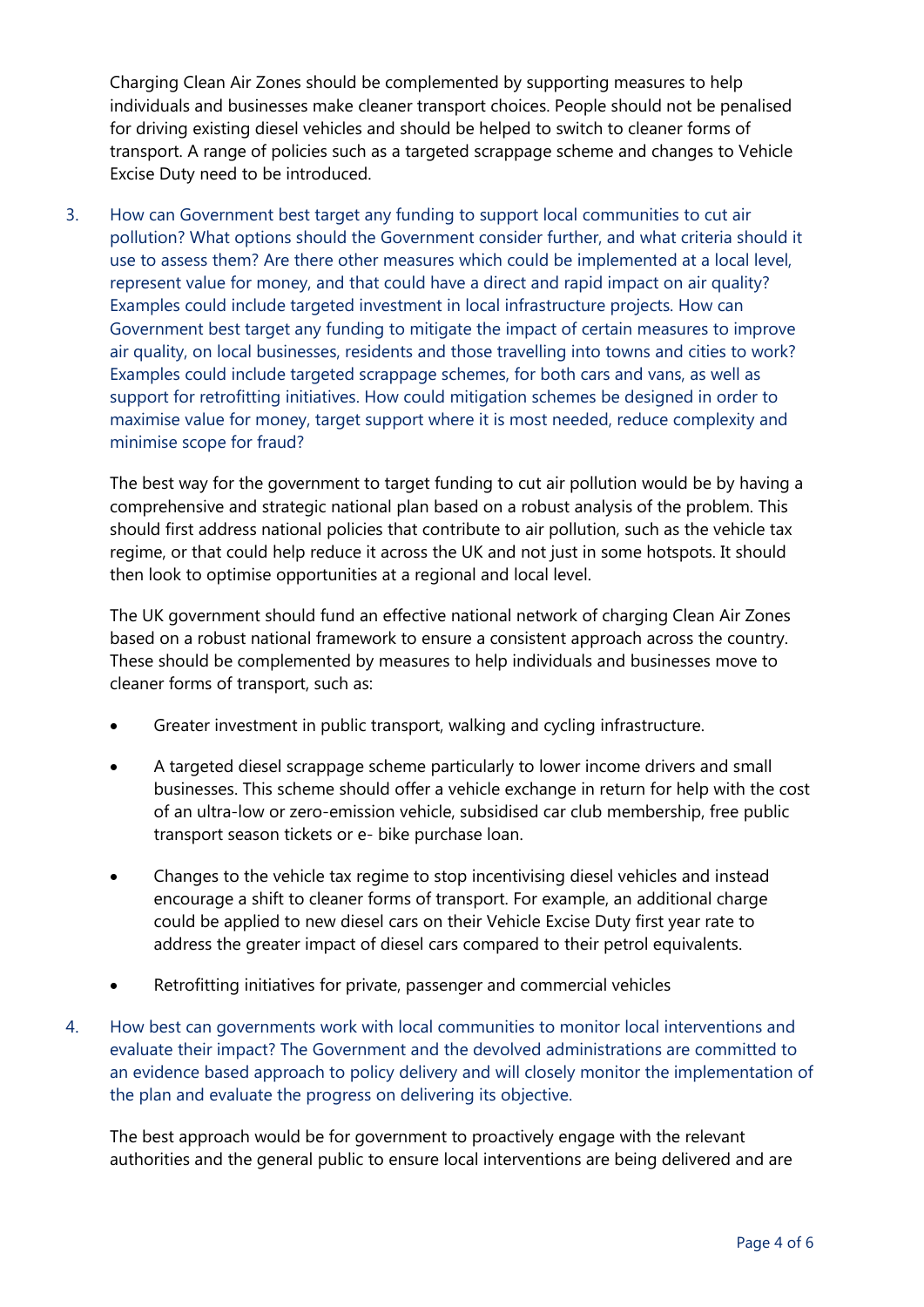Charging Clean Air Zones should be complemented by supporting measures to help individuals and businesses make cleaner transport choices. People should not be penalised for driving existing diesel vehicles and should be helped to switch to cleaner forms of transport. A range of policies such as a targeted scrappage scheme and changes to Vehicle Excise Duty need to be introduced.

3. How can Government best target any funding to support local communities to cut air pollution? What options should the Government consider further, and what criteria should it use to assess them? Are there other measures which could be implemented at a local level, represent value for money, and that could have a direct and rapid impact on air quality? Examples could include targeted investment in local infrastructure projects. How can Government best target any funding to mitigate the impact of certain measures to improve air quality, on local businesses, residents and those travelling into towns and cities to work? Examples could include targeted scrappage schemes, for both cars and vans, as well as support for retrofitting initiatives. How could mitigation schemes be designed in order to maximise value for money, target support where it is most needed, reduce complexity and minimise scope for fraud?

The best way for the government to target funding to cut air pollution would be by having a comprehensive and strategic national plan based on a robust analysis of the problem. This should first address national policies that contribute to air pollution, such as the vehicle tax regime, or that could help reduce it across the UK and not just in some hotspots. It should then look to optimise opportunities at a regional and local level.

The UK government should fund an effective national network of charging Clean Air Zones based on a robust national framework to ensure a consistent approach across the country. These should be complemented by measures to help individuals and businesses move to cleaner forms of transport, such as:

- Greater investment in public transport, walking and cycling infrastructure.
- A targeted diesel scrappage scheme particularly to lower income drivers and small businesses. This scheme should offer a vehicle exchange in return for help with the cost of an ultra-low or zero-emission vehicle, subsidised car club membership, free public transport season tickets or e- bike purchase loan.
- Changes to the vehicle tax regime to stop incentivising diesel vehicles and instead encourage a shift to cleaner forms of transport. For example, an additional charge could be applied to new diesel cars on their Vehicle Excise Duty first year rate to address the greater impact of diesel cars compared to their petrol equivalents.
- Retrofitting initiatives for private, passenger and commercial vehicles

4. How best can governments work with local communities to monitor local interventions and evaluate their impact? The Government and the devolved administrations are committed to an evidence based approach to policy delivery and will closely monitor the implementation of the plan and evaluate the progress on delivering its objective.

The best approach would be for government to proactively engage with the relevant authorities and the general public to ensure local interventions are being delivered and are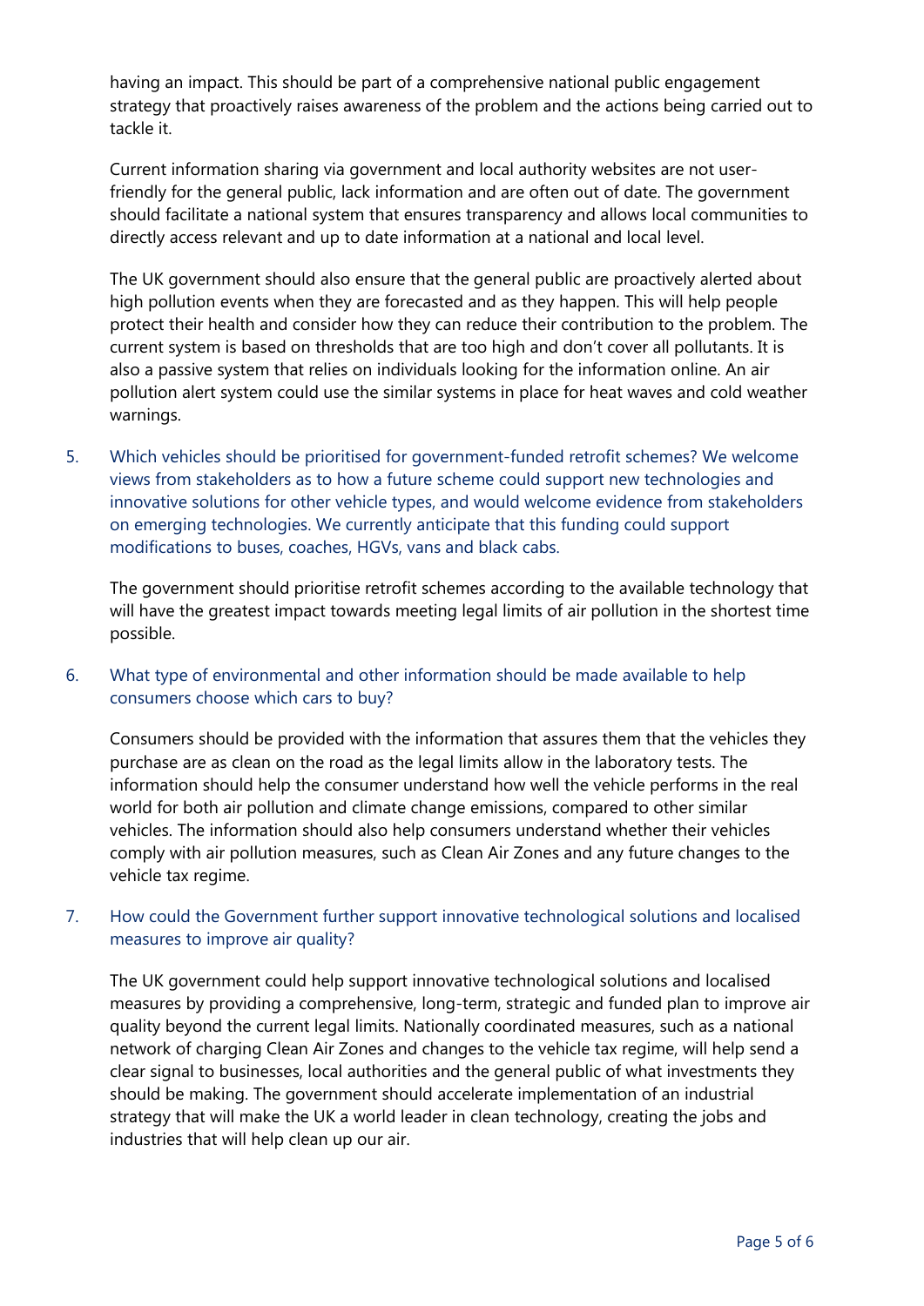having an impact. This should be part of a comprehensive national public engagement strategy that proactively raises awareness of the problem and the actions being carried out to tackle it.

Current information sharing via government and local authority websites are not user-friendly for the general public, lack information and are often out of date. The government should facilitate a national system that ensures transparency and allows local communities to directly access relevant and up to date information at a national and local level.

The UK government should also ensure that the general public are proactively alerted about high pollution events when they are forecasted and as they happen. This will help people protect their health and consider how they can reduce their contribution to the problem. The current system is based on thresholds that are too high and don't cover all pollutants. It is also a passive system that relies on individuals looking for the information online. An air pollution alert system could use the similar systems in place for heat waves and cold weather warnings.

5. Which vehicles should be prioritised for government-funded retrofit schemes? We welcome views from stakeholders as to how a future scheme could support new technologies and innovative solutions for other vehicle types, and would welcome evidence from stakeholders on emerging technologies. We currently anticipate that this funding could support modifications to buses, coaches, HGVs, vans and black cabs.

   The government should prioritise retrofit schemes according to the available technology that will have the greatest impact towards meeting legal limits of air pollution in the shortest time possible.

6. What type of environmental and other information should be made available to help consumers choose which cars to buy?

   Consumers should be provided with the information that assures them that the vehicles they purchase are as clean on the road as the legal limits allow in the laboratory tests. The information should help the consumer understand how well the vehicle performs in the real world for both air pollution and climate change emissions, compared to other similar vehicles. The information should also help consumers understand whether their vehicles comply with air pollution measures, such as Clean Air Zones and any future changes to the vehicle tax regime.

7. How could the Government further support innovative technological solutions and localised measures to improve air quality?

   The UK government could help support innovative technological solutions and localised measures by providing a comprehensive, long-term, strategic and funded plan to improve air quality beyond the current legal limits. Nationally coordinated measures, such as a national network of charging Clean Air Zones and changes to the vehicle tax regime, will help send a clear signal to businesses, local authorities and the general public of what investments they should be making. The government should accelerate implementation of an industrial strategy that will make the UK a world leader in clean technology, creating the jobs and industries that will help clean up our air.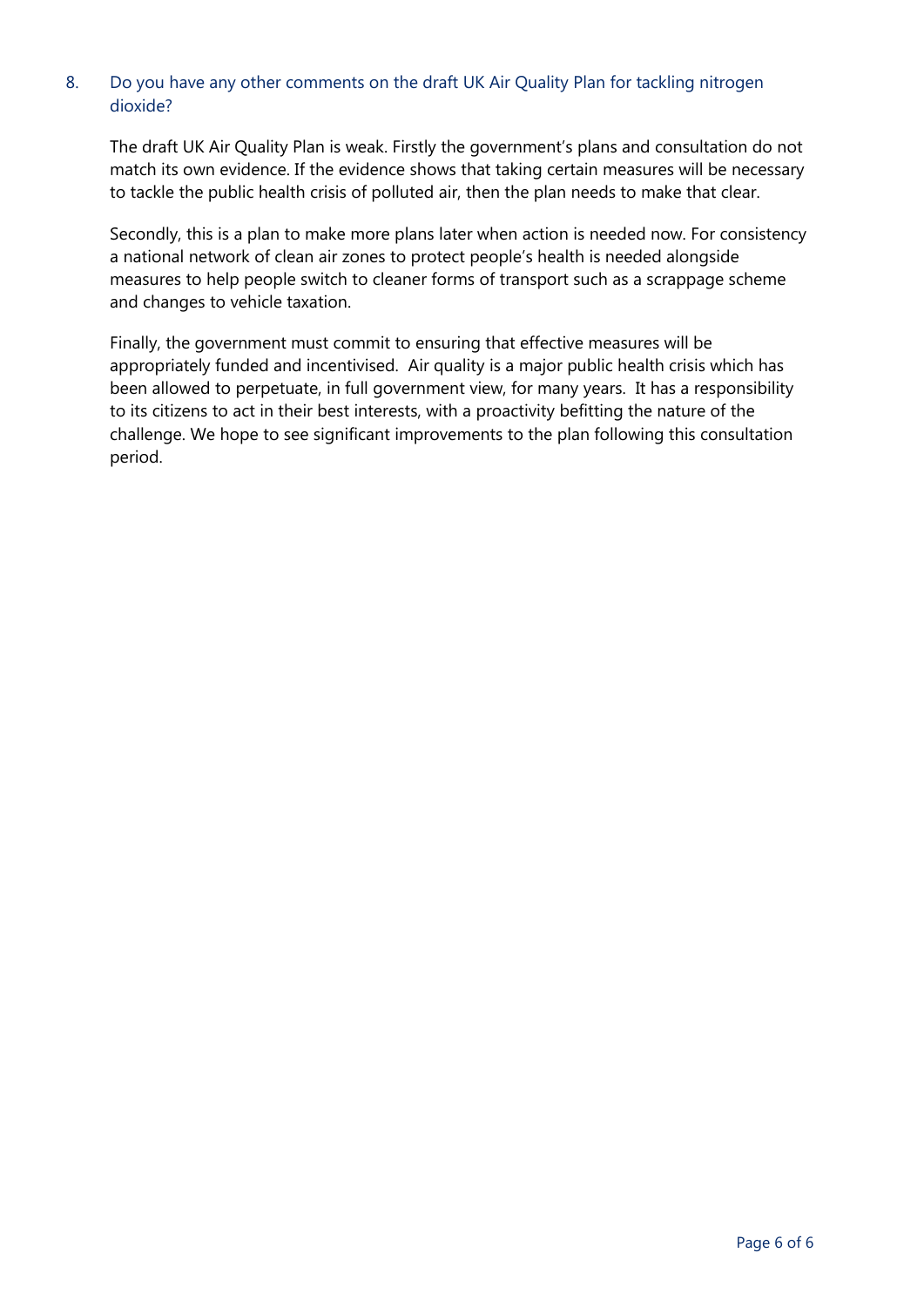8. Do you have any other comments on the draft UK Air Quality Plan for tackling nitrogen dioxide?

The draft UK Air Quality Plan is weak. Firstly the government's plans and consultation do not match its own evidence. If the evidence shows that taking certain measures will be necessary to tackle the public health crisis of polluted air, then the plan needs to make that clear.

Secondly, this is a plan to make more plans later when action is needed now. For consistency a national network of clean air zones to protect people's health is needed alongside measures to help people switch to cleaner forms of transport such as a scrappage scheme and changes to vehicle taxation.

Finally, the government must commit to ensuring that effective measures will be appropriately funded and incentivised. Air quality is a major public health crisis which has been allowed to perpetuate, in full government view, for many years. It has a responsibility to its citizens to act in their best interests, with a proactivity befitting the nature of the challenge. We hope to see significant improvements to the plan following this consultation period.